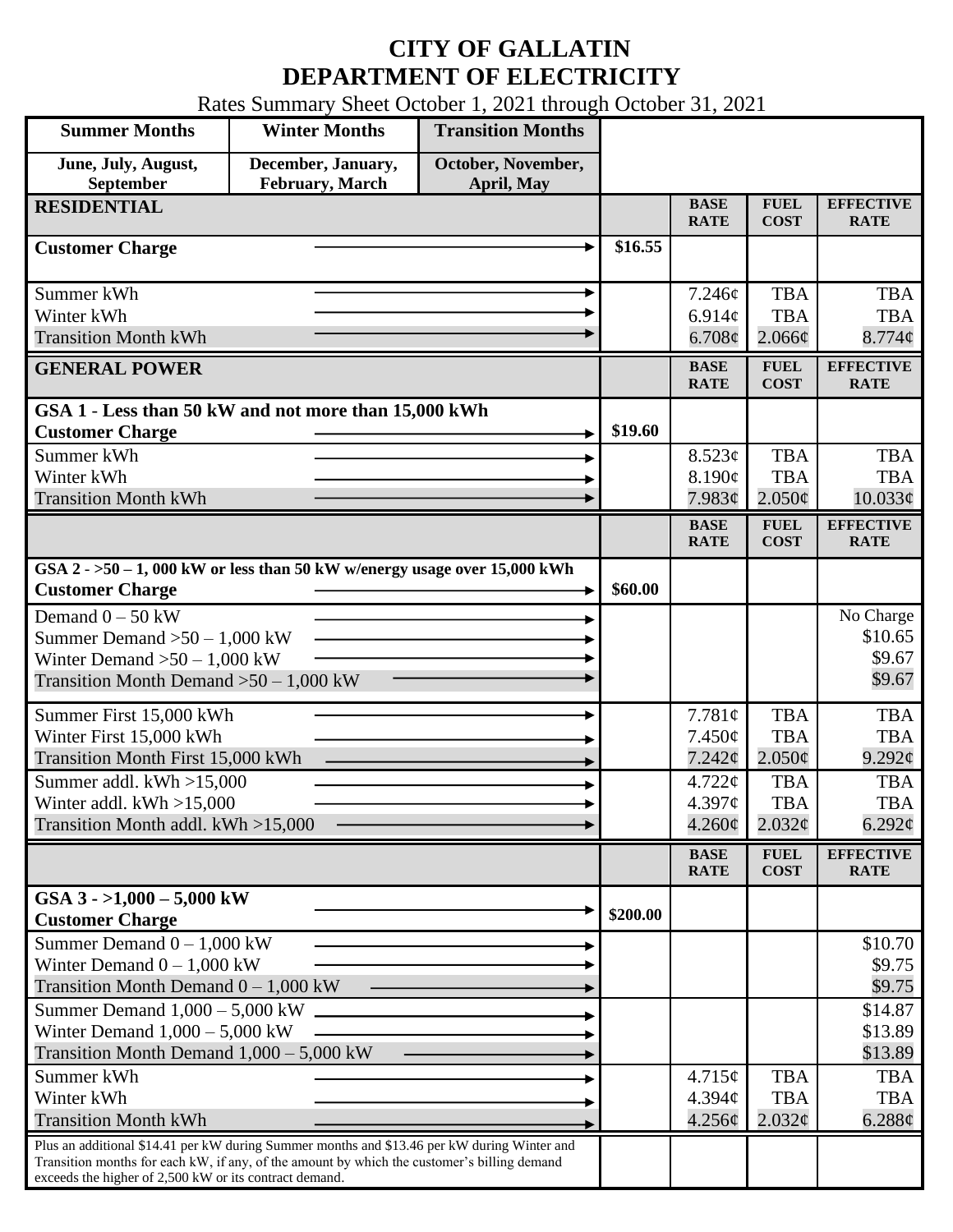# CITY OF GALLATIN
# DEPARTMENT OF ELECTRICITY

Rates Summary Sheet October 1, 2021 through October 31, 2021

| Summer Months | Winter Months | Transition Months |
|---|---|---|
| June, July, August, September | December, January, February, March | October, November, April, May |

## RESIDENTIAL

| | | BASE RATE | FUEL COST | EFFECTIVE RATE |
|---|---|---|---|---|
| **Customer Charge** | $16.55 | | | |
| Summer kWh | | 7.246¢ | TBA | TBA |
| Winter kWh | | 6.914¢ | TBA | TBA |
| Transition Month kWh | | 6.708¢ | 2.066¢ | 8.774¢ |

## GENERAL POWER

| | | BASE RATE | FUEL COST | EFFECTIVE RATE |
|---|---|---|---|---|
| **GSA 1 - Less than 50 kW and not more than 15,000 kWh** | | | | |
| **Customer Charge** | $19.60 | | | |
| Summer kWh | | 8.523¢ | TBA | TBA |
| Winter kWh | | 8.190¢ | TBA | TBA |
| Transition Month kWh | | 7.983¢ | 2.050¢ | 10.033¢ |

| | | BASE RATE | FUEL COST | EFFECTIVE RATE |
|---|---|---|---|---|
| **GSA 2 - >50 – 1, 000 kW or less than 50 kW w/energy usage over 15,000 kWh** | | | | |
| **Customer Charge** | $60.00 | | | |
| Demand 0 – 50 kW | | | | No Charge |
| Summer Demand >50 – 1,000 kW | | | | $10.65 |
| Winter Demand >50 – 1,000 kW | | | | $9.67 |
| Transition Month Demand >50 – 1,000 kW | | | | $9.67 |
| Summer First 15,000 kWh | | 7.781¢ | TBA | TBA |
| Winter First 15,000 kWh | | 7.450¢ | TBA | TBA |
| Transition Month First 15,000 kWh | | 7.242¢ | 2.050¢ | 9.292¢ |
| Summer addl. kWh >15,000 | | 4.722¢ | TBA | TBA |
| Winter addl. kWh >15,000 | | 4.397¢ | TBA | TBA |
| Transition Month addl. kWh >15,000 | | 4.260¢ | 2.032¢ | 6.292¢ |

| | | BASE RATE | FUEL COST | EFFECTIVE RATE |
|---|---|---|---|---|
| **GSA 3 - >1,000 – 5,000 kW** | | | | |
| **Customer Charge** | $200.00 | | | |
| Summer Demand 0 – 1,000 kW | | | | $10.70 |
| Winter Demand 0 – 1,000 kW | | | | $9.75 |
| Transition Month Demand 0 – 1,000 kW | | | | $9.75 |
| Summer Demand 1,000 – 5,000 kW | | | | $14.87 |
| Winter Demand 1,000 – 5,000 kW | | | | $13.89 |
| Transition Month Demand 1,000 – 5,000 kW | | | | $13.89 |
| Summer kWh | | 4.715¢ | TBA | TBA |
| Winter kWh | | 4.394¢ | TBA | TBA |
| Transition Month kWh | | 4.256¢ | 2.032¢ | 6.288¢ |

Plus an additional $14.41 per kW during Summer months and $13.46 per kW during Winter and Transition months for each kW, if any, of the amount by which the customer's billing demand exceeds the higher of 2,500 kW or its contract demand.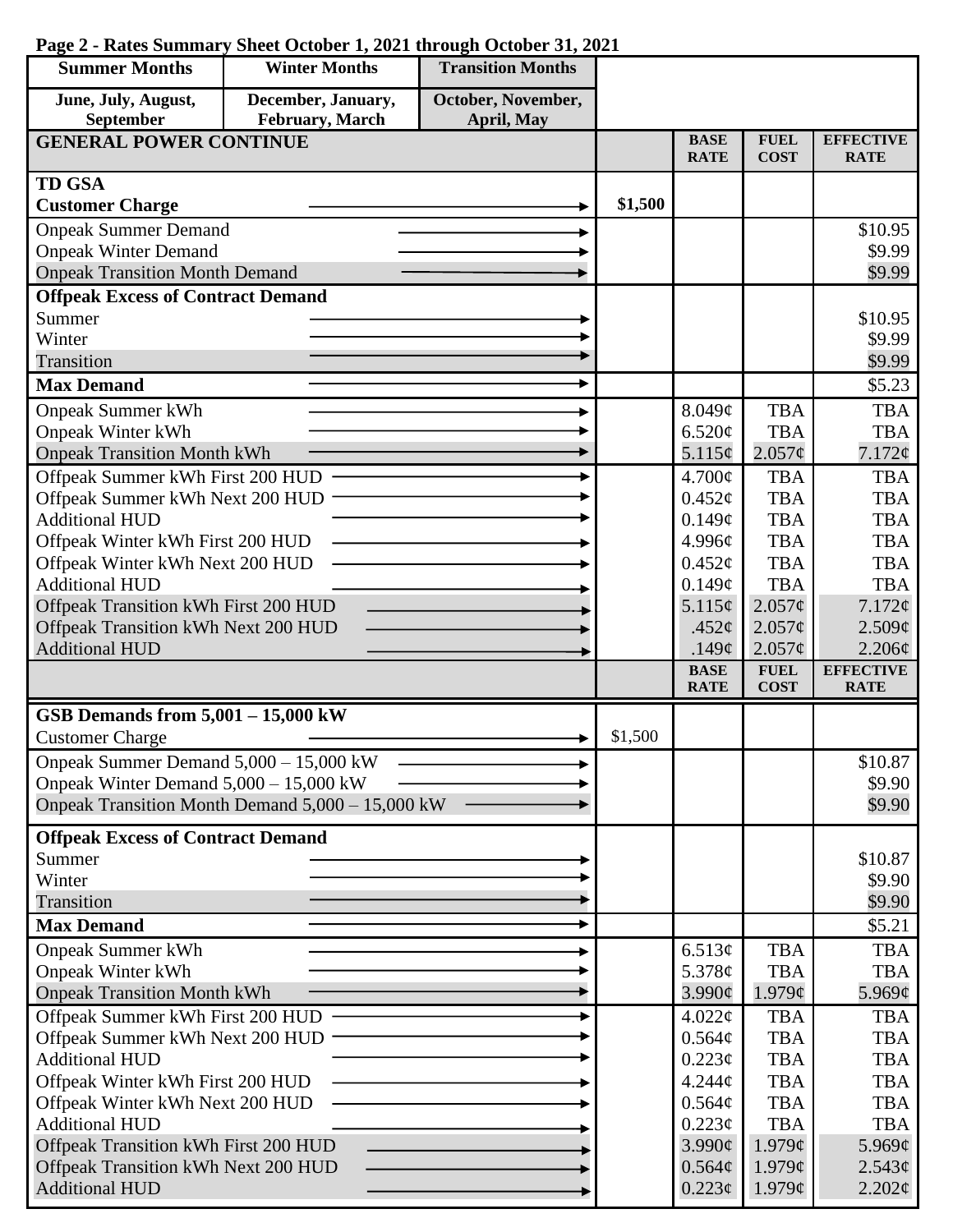**Page 2 - Rates Summary Sheet October 1, 2021 through October 31, 2021**

| Summer Months | Winter Months | Transition Months |
|---|---|---|
| June, July, August, September | December, January, February, March | October, November, April, May |

| GENERAL POWER CONTINUE | | BASE RATE | FUEL COST | EFFECTIVE RATE |
|---|---|---|---|---|
| **TD GSA** | | | | |
| **Customer Charge** | **$1,500** | | | |
| Onpeak Summer Demand | | | | $10.95 |
| Onpeak Winter Demand | | | | $9.99 |
| Onpeak Transition Month Demand | | | | $9.99 |
| **Offpeak Excess of Contract Demand** | | | | |
| Summer | | | | $10.95 |
| Winter | | | | $9.99 |
| Transition | | | | $9.99 |
| **Max Demand** | | | | $5.23 |
| Onpeak Summer kWh | | 8.049¢ | TBA | TBA |
| Onpeak Winter kWh | | 6.520¢ | TBA | TBA |
| Onpeak Transition Month kWh | | 5.115¢ | 2.057¢ | 7.172¢ |
| Offpeak Summer kWh First 200 HUD | | 4.700¢ | TBA | TBA |
| Offpeak Summer kWh Next 200 HUD | | 0.452¢ | TBA | TBA |
| Additional HUD | | 0.149¢ | TBA | TBA |
| Offpeak Winter kWh First 200 HUD | | 4.996¢ | TBA | TBA |
| Offpeak Winter kWh Next 200 HUD | | 0.452¢ | TBA | TBA |
| Additional HUD | | 0.149¢ | TBA | TBA |
| Offpeak Transition kWh First 200 HUD | | 5.115¢ | 2.057¢ | 7.172¢ |
| Offpeak Transition kWh Next 200 HUD | | .452¢ | 2.057¢ | 2.509¢ |
| Additional HUD | | .149¢ | 2.057¢ | 2.206¢ |

| | | BASE RATE | FUEL COST | EFFECTIVE RATE |
|---|---|---|---|---|
| **GSB Demands from 5,001 – 15,000 kW** | | | | |
| Customer Charge | $1,500 | | | |
| Onpeak Summer Demand 5,000 – 15,000 kW | | | | $10.87 |
| Onpeak Winter Demand 5,000 – 15,000 kW | | | | $9.90 |
| Onpeak Transition Month Demand 5,000 – 15,000 kW | | | | $9.90 |
| **Offpeak Excess of Contract Demand** | | | | |
| Summer | | | | $10.87 |
| Winter | | | | $9.90 |
| Transition | | | | $9.90 |
| **Max Demand** | | | | $5.21 |
| Onpeak Summer kWh | | 6.513¢ | TBA | TBA |
| Onpeak Winter kWh | | 5.378¢ | TBA | TBA |
| Onpeak Transition Month kWh | | 3.990¢ | 1.979¢ | 5.969¢ |
| Offpeak Summer kWh First 200 HUD | | 4.022¢ | TBA | TBA |
| Offpeak Summer kWh Next 200 HUD | | 0.564¢ | TBA | TBA |
| Additional HUD | | 0.223¢ | TBA | TBA |
| Offpeak Winter kWh First 200 HUD | | 4.244¢ | TBA | TBA |
| Offpeak Winter kWh Next 200 HUD | | 0.564¢ | TBA | TBA |
| Additional HUD | | 0.223¢ | TBA | TBA |
| Offpeak Transition kWh First 200 HUD | | 3.990¢ | 1.979¢ | 5.969¢ |
| Offpeak Transition kWh Next 200 HUD | | 0.564¢ | 1.979¢ | 2.543¢ |
| Additional HUD | | 0.223¢ | 1.979¢ | 2.202¢ |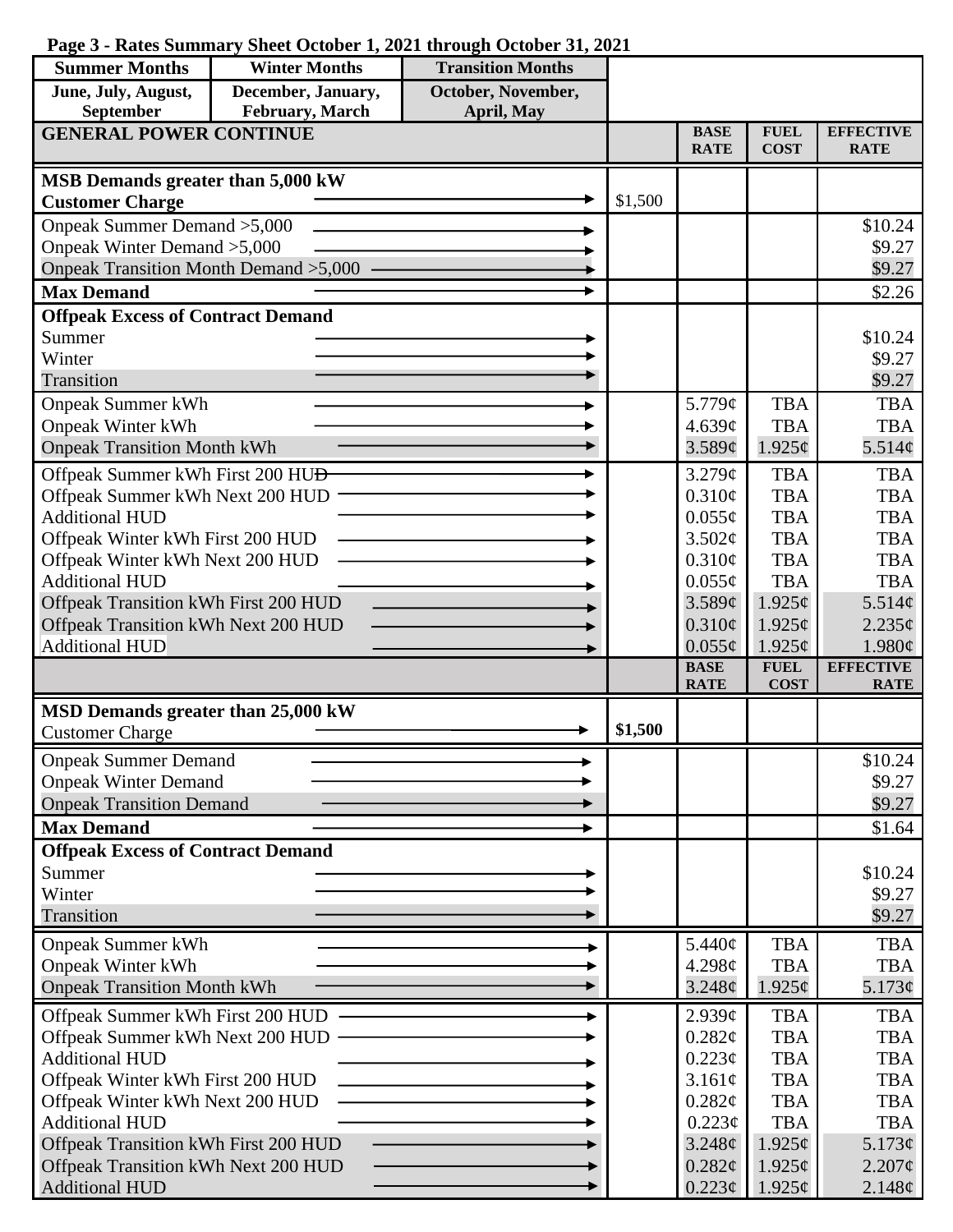**Page 3 - Rates Summary Sheet October 1, 2021 through October 31, 2021**

| Summer Months | Winter Months | Transition Months |
|---|---|---|
| June, July, August, September | December, January, February, March | October, November, April, May |

| GENERAL POWER CONTINUE | | BASE RATE | FUEL COST | EFFECTIVE RATE |
|---|---|---|---|---|
| **MSB Demands greater than 5,000 kW** | | | | |
| **Customer Charge** | $1,500 | | | |
| Onpeak Summer Demand >5,000 | | | | $10.24 |
| Onpeak Winter Demand >5,000 | | | | $9.27 |
| Onpeak Transition Month Demand >5,000 | | | | $9.27 |
| **Max Demand** | | | | $2.26 |
| **Offpeak Excess of Contract Demand** | | | | |
| Summer | | | | $10.24 |
| Winter | | | | $9.27 |
| Transition | | | | $9.27 |
| Onpeak Summer kWh | | 5.779¢ | TBA | TBA |
| Onpeak Winter kWh | | 4.639¢ | TBA | TBA |
| Onpeak Transition Month kWh | | 3.589¢ | 1.925¢ | 5.514¢ |
| Offpeak Summer kWh First 200 HUD | | 3.279¢ | TBA | TBA |
| Offpeak Summer kWh Next 200 HUD | | 0.310¢ | TBA | TBA |
| Additional HUD | | 0.055¢ | TBA | TBA |
| Offpeak Winter kWh First 200 HUD | | 3.502¢ | TBA | TBA |
| Offpeak Winter kWh Next 200 HUD | | 0.310¢ | TBA | TBA |
| Additional HUD | | 0.055¢ | TBA | TBA |
| Offpeak Transition kWh First 200 HUD | | 3.589¢ | 1.925¢ | 5.514¢ |
| Offpeak Transition kWh Next 200 HUD | | 0.310¢ | 1.925¢ | 2.235¢ |
| Additional HUD | | 0.055¢ | 1.925¢ | 1.980¢ |

| | | BASE RATE | FUEL COST | EFFECTIVE RATE |
|---|---|---|---|---|
| **MSD Demands greater than 25,000 kW** | | | | |
| Customer Charge | **$1,500** | | | |
| Onpeak Summer Demand | | | | $10.24 |
| Onpeak Winter Demand | | | | $9.27 |
| Onpeak Transition Demand | | | | $9.27 |
| **Max Demand** | | | | $1.64 |
| **Offpeak Excess of Contract Demand** | | | | |
| Summer | | | | $10.24 |
| Winter | | | | $9.27 |
| Transition | | | | $9.27 |
| Onpeak Summer kWh | | 5.440¢ | TBA | TBA |
| Onpeak Winter kWh | | 4.298¢ | TBA | TBA |
| Onpeak Transition Month kWh | | 3.248¢ | 1.925¢ | 5.173¢ |
| Offpeak Summer kWh First 200 HUD | | 2.939¢ | TBA | TBA |
| Offpeak Summer kWh Next 200 HUD | | 0.282¢ | TBA | TBA |
| Additional HUD | | 0.223¢ | TBA | TBA |
| Offpeak Winter kWh First 200 HUD | | 3.161¢ | TBA | TBA |
| Offpeak Winter kWh Next 200 HUD | | 0.282¢ | TBA | TBA |
| Additional HUD | | 0.223¢ | TBA | TBA |
| Offpeak Transition kWh First 200 HUD | | 3.248¢ | 1.925¢ | 5.173¢ |
| Offpeak Transition kWh Next 200 HUD | | 0.282¢ | 1.925¢ | 2.207¢ |
| Additional HUD | | 0.223¢ | 1.925¢ | 2.148¢ |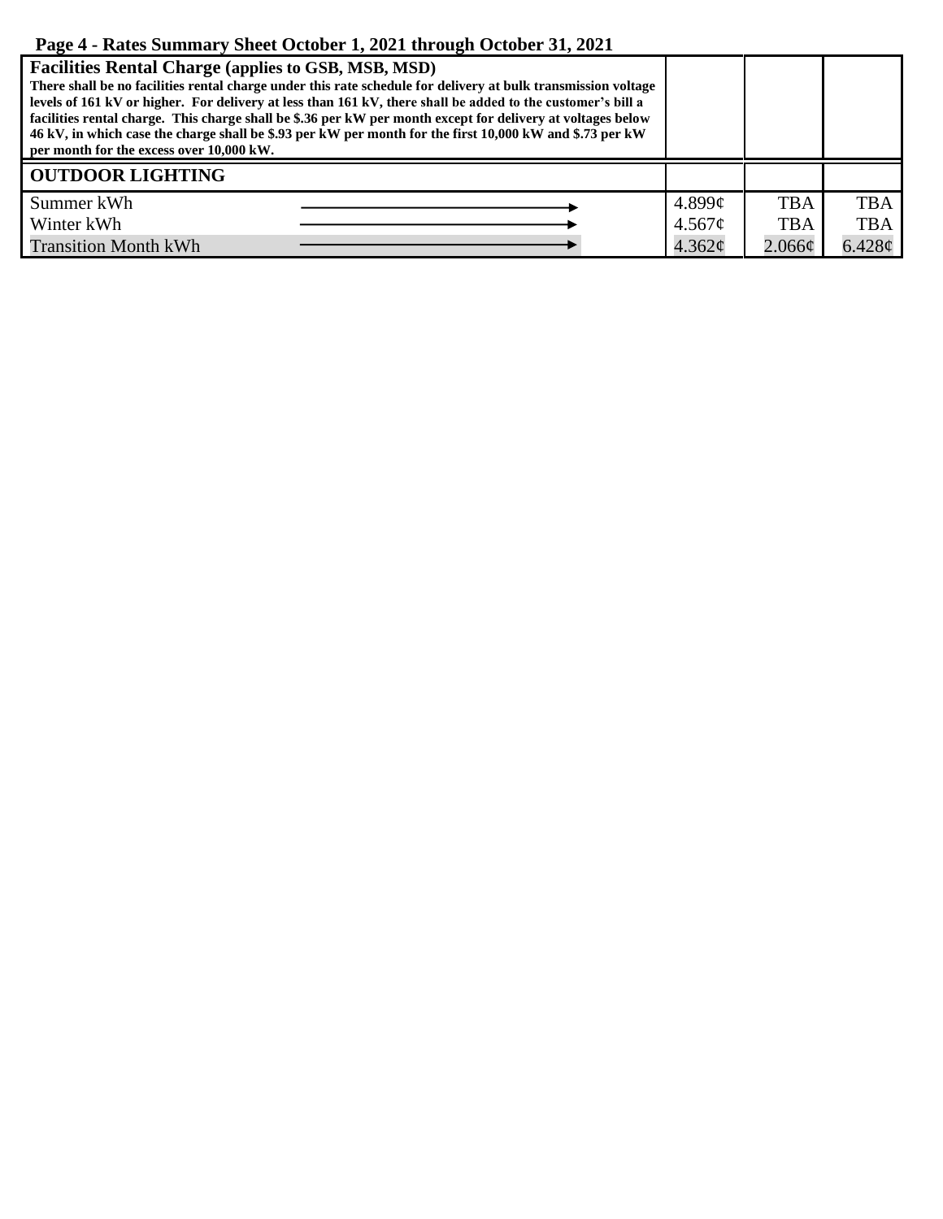## Page 4 - Rates Summary Sheet October 1, 2021 through October 31, 2021

| | | | |
|---|---|---|---|
| **Facilities Rental Charge (applies to GSB, MSB, MSD)**<br>**There shall be no facilities rental charge under this rate schedule for delivery at bulk transmission voltage levels of 161 kV or higher. For delivery at less than 161 kV, there shall be added to the customer's bill a facilities rental charge. This charge shall be $.36 per kW per month except for delivery at voltages below 46 kV, in which case the charge shall be $.93 per kW per month for the first 10,000 kW and $.73 per kW per month for the excess over 10,000 kW.** | | | |
| **OUTDOOR LIGHTING** | | | |
| Summer kWh → | 4.899¢ | TBA | TBA |
| Winter kWh → | 4.567¢ | TBA | TBA |
| Transition Month kWh → | 4.362¢ | 2.066¢ | 6.428¢ |